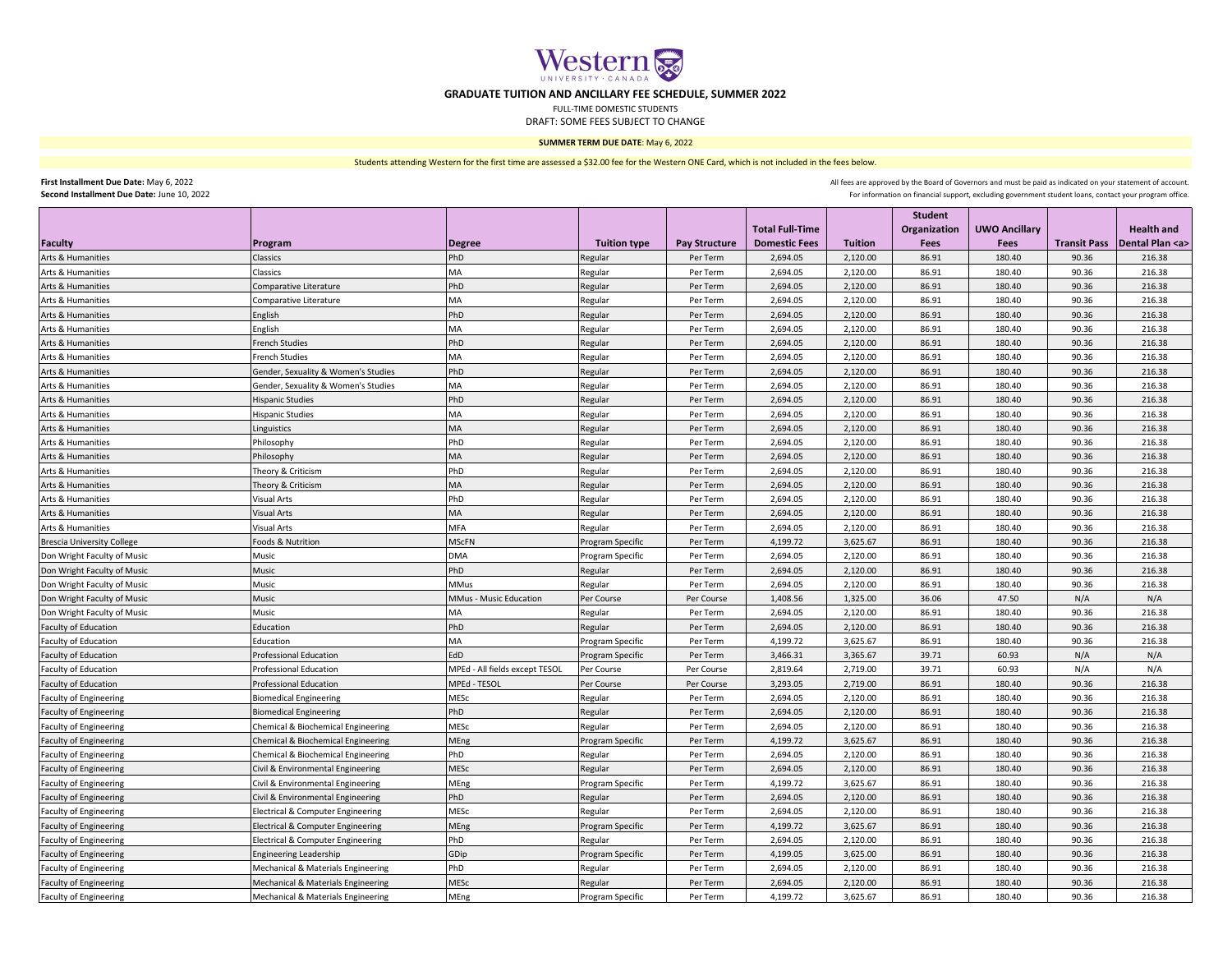Western UNIVERSITY · CANADA

# GRADUATE TUITION AND ANCILLARY FEE SCHEDULE, SUMMER 2022

FULL-TIME DOMESTIC STUDENTS

DRAFT: SOME FEES SUBJECT TO CHANGE

**SUMMER TERM DUE DATE**: May 6, 2022

Students attending Western for the first time are assessed a $32.00 fee for the Western ONE Card, which is not included in the fees below.

**First Installment Due Date:** May 6, 2022
**Second Installment Due Date:** June 10, 2022

All fees are approved by the Board of Governors and must be paid as indicated on your statement of account.
For information on financial support, excluding government student loans, contact your program office.

| Faculty | Program | Degree | Tuition type | Pay Structure | Total Full-Time Domestic Fees | Tuition | Student Organization Fees | UWO Ancillary Fees | Transit Pass | Health and Dental Plan <a> |
|---|---|---|---|---|---|---|---|---|---|---|
| Arts & Humanities | Classics | PhD | Regular | Per Term | 2,694.05 | 2,120.00 | 86.91 | 180.40 | 90.36 | 216.38 |
| Arts & Humanities | Classics | MA | Regular | Per Term | 2,694.05 | 2,120.00 | 86.91 | 180.40 | 90.36 | 216.38 |
| Arts & Humanities | Comparative Literature | PhD | Regular | Per Term | 2,694.05 | 2,120.00 | 86.91 | 180.40 | 90.36 | 216.38 |
| Arts & Humanities | Comparative Literature | MA | Regular | Per Term | 2,694.05 | 2,120.00 | 86.91 | 180.40 | 90.36 | 216.38 |
| Arts & Humanities | English | PhD | Regular | Per Term | 2,694.05 | 2,120.00 | 86.91 | 180.40 | 90.36 | 216.38 |
| Arts & Humanities | English | MA | Regular | Per Term | 2,694.05 | 2,120.00 | 86.91 | 180.40 | 90.36 | 216.38 |
| Arts & Humanities | French Studies | PhD | Regular | Per Term | 2,694.05 | 2,120.00 | 86.91 | 180.40 | 90.36 | 216.38 |
| Arts & Humanities | French Studies | MA | Regular | Per Term | 2,694.05 | 2,120.00 | 86.91 | 180.40 | 90.36 | 216.38 |
| Arts & Humanities | Gender, Sexuality & Women's Studies | PhD | Regular | Per Term | 2,694.05 | 2,120.00 | 86.91 | 180.40 | 90.36 | 216.38 |
| Arts & Humanities | Gender, Sexuality & Women's Studies | MA | Regular | Per Term | 2,694.05 | 2,120.00 | 86.91 | 180.40 | 90.36 | 216.38 |
| Arts & Humanities | Hispanic Studies | PhD | Regular | Per Term | 2,694.05 | 2,120.00 | 86.91 | 180.40 | 90.36 | 216.38 |
| Arts & Humanities | Hispanic Studies | MA | Regular | Per Term | 2,694.05 | 2,120.00 | 86.91 | 180.40 | 90.36 | 216.38 |
| Arts & Humanities | Linguistics | MA | Regular | Per Term | 2,694.05 | 2,120.00 | 86.91 | 180.40 | 90.36 | 216.38 |
| Arts & Humanities | Philosophy | PhD | Regular | Per Term | 2,694.05 | 2,120.00 | 86.91 | 180.40 | 90.36 | 216.38 |
| Arts & Humanities | Philosophy | MA | Regular | Per Term | 2,694.05 | 2,120.00 | 86.91 | 180.40 | 90.36 | 216.38 |
| Arts & Humanities | Theory & Criticism | PhD | Regular | Per Term | 2,694.05 | 2,120.00 | 86.91 | 180.40 | 90.36 | 216.38 |
| Arts & Humanities | Theory & Criticism | MA | Regular | Per Term | 2,694.05 | 2,120.00 | 86.91 | 180.40 | 90.36 | 216.38 |
| Arts & Humanities | Visual Arts | PhD | Regular | Per Term | 2,694.05 | 2,120.00 | 86.91 | 180.40 | 90.36 | 216.38 |
| Arts & Humanities | Visual Arts | MA | Regular | Per Term | 2,694.05 | 2,120.00 | 86.91 | 180.40 | 90.36 | 216.38 |
| Arts & Humanities | Visual Arts | MFA | Regular | Per Term | 2,694.05 | 2,120.00 | 86.91 | 180.40 | 90.36 | 216.38 |
| Brescia University College | Foods & Nutrition | MScFN | Program Specific | Per Term | 4,199.72 | 3,625.67 | 86.91 | 180.40 | 90.36 | 216.38 |
| Don Wright Faculty of Music | Music | DMA | Program Specific | Per Term | 2,694.05 | 2,120.00 | 86.91 | 180.40 | 90.36 | 216.38 |
| Don Wright Faculty of Music | Music | PhD | Regular | Per Term | 2,694.05 | 2,120.00 | 86.91 | 180.40 | 90.36 | 216.38 |
| Don Wright Faculty of Music | Music | MMus | Regular | Per Term | 2,694.05 | 2,120.00 | 86.91 | 180.40 | 90.36 | 216.38 |
| Don Wright Faculty of Music | Music | MMus - Music Education | Per Course | Per Course | 1,408.56 | 1,325.00 | 36.06 | 47.50 | N/A | N/A |
| Don Wright Faculty of Music | Music | MA | Regular | Per Term | 2,694.05 | 2,120.00 | 86.91 | 180.40 | 90.36 | 216.38 |
| Faculty of Education | Education | PhD | Regular | Per Term | 2,694.05 | 2,120.00 | 86.91 | 180.40 | 90.36 | 216.38 |
| Faculty of Education | Education | MA | Program Specific | Per Term | 4,199.72 | 3,625.67 | 86.91 | 180.40 | 90.36 | 216.38 |
| Faculty of Education | Professional Education | EdD | Program Specific | Per Term | 3,466.31 | 3,365.67 | 39.71 | 60.93 | N/A | N/A |
| Faculty of Education | Professional Education | MPEd - All fields except TESOL | Per Course | Per Course | 2,819.64 | 2,719.00 | 39.71 | 60.93 | N/A | N/A |
| Faculty of Education | Professional Education | MPEd - TESOL | Per Course | Per Course | 3,293.05 | 2,719.00 | 86.91 | 180.40 | 90.36 | 216.38 |
| Faculty of Engineering | Biomedical Engineering | MESc | Regular | Per Term | 2,694.05 | 2,120.00 | 86.91 | 180.40 | 90.36 | 216.38 |
| Faculty of Engineering | Biomedical Engineering | PhD | Regular | Per Term | 2,694.05 | 2,120.00 | 86.91 | 180.40 | 90.36 | 216.38 |
| Faculty of Engineering | Chemical & Biochemical Engineering | MESc | Regular | Per Term | 2,694.05 | 2,120.00 | 86.91 | 180.40 | 90.36 | 216.38 |
| Faculty of Engineering | Chemical & Biochemical Engineering | MEng | Program Specific | Per Term | 4,199.72 | 3,625.67 | 86.91 | 180.40 | 90.36 | 216.38 |
| Faculty of Engineering | Chemical & Biochemical Engineering | PhD | Regular | Per Term | 2,694.05 | 2,120.00 | 86.91 | 180.40 | 90.36 | 216.38 |
| Faculty of Engineering | Civil & Environmental Engineering | MESc | Regular | Per Term | 2,694.05 | 2,120.00 | 86.91 | 180.40 | 90.36 | 216.38 |
| Faculty of Engineering | Civil & Environmental Engineering | MEng | Program Specific | Per Term | 4,199.72 | 3,625.67 | 86.91 | 180.40 | 90.36 | 216.38 |
| Faculty of Engineering | Civil & Environmental Engineering | PhD | Regular | Per Term | 2,694.05 | 2,120.00 | 86.91 | 180.40 | 90.36 | 216.38 |
| Faculty of Engineering | Electrical & Computer Engineering | MESc | Regular | Per Term | 2,694.05 | 2,120.00 | 86.91 | 180.40 | 90.36 | 216.38 |
| Faculty of Engineering | Electrical & Computer Engineering | MEng | Program Specific | Per Term | 4,199.72 | 3,625.67 | 86.91 | 180.40 | 90.36 | 216.38 |
| Faculty of Engineering | Electrical & Computer Engineering | PhD | Regular | Per Term | 2,694.05 | 2,120.00 | 86.91 | 180.40 | 90.36 | 216.38 |
| Faculty of Engineering | Engineering Leadership | GDip | Program Specific | Per Term | 4,199.05 | 3,625.00 | 86.91 | 180.40 | 90.36 | 216.38 |
| Faculty of Engineering | Mechanical & Materials Engineering | PhD | Regular | Per Term | 2,694.05 | 2,120.00 | 86.91 | 180.40 | 90.36 | 216.38 |
| Faculty of Engineering | Mechanical & Materials Engineering | MESc | Regular | Per Term | 2,694.05 | 2,120.00 | 86.91 | 180.40 | 90.36 | 216.38 |
| Faculty of Engineering | Mechanical & Materials Engineering | MEng | Program Specific | Per Term | 4,199.72 | 3,625.67 | 86.91 | 180.40 | 90.36 | 216.38 |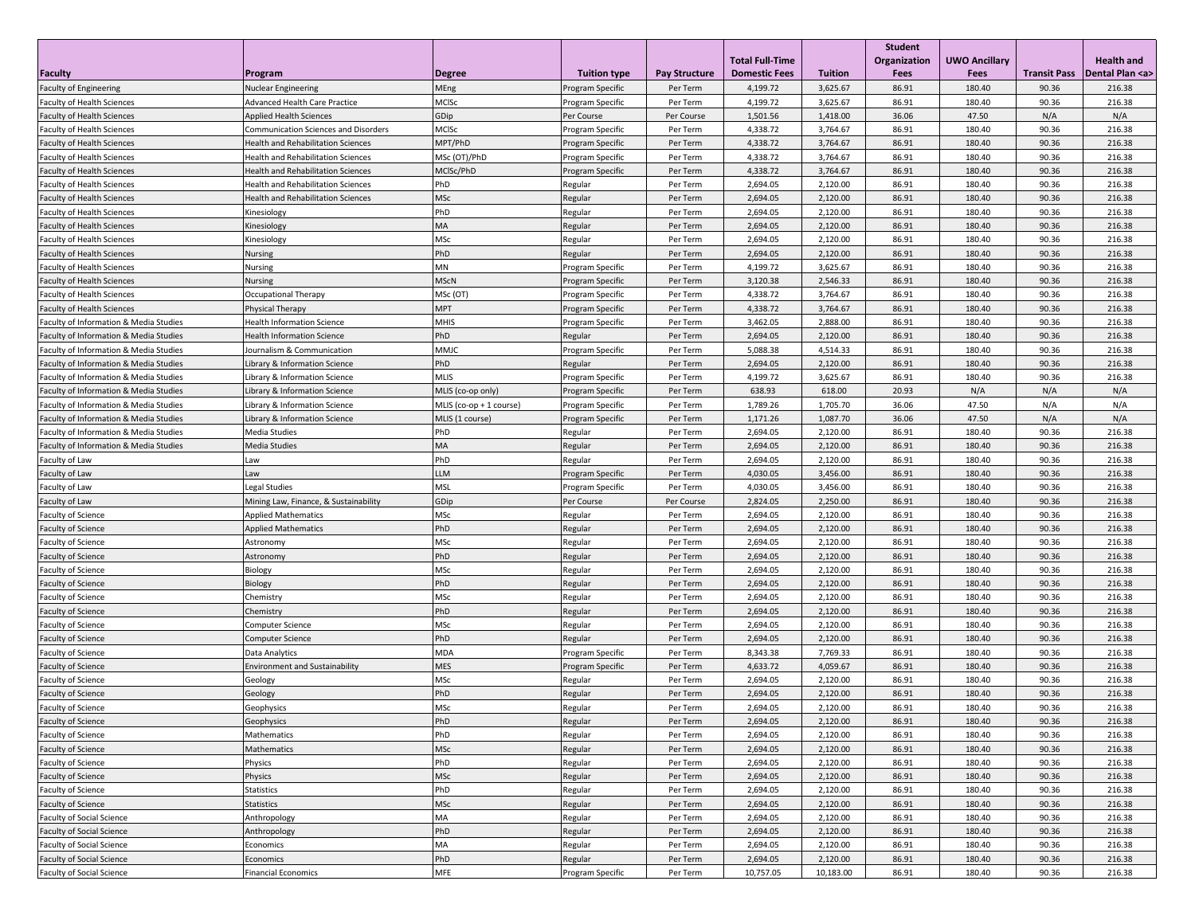| Faculty | Program | Degree | Tuition type | Pay Structure | Total Full-Time Domestic Fees | Tuition | Student Organization Fees | UWO Ancillary Fees | Transit Pass | Health and Dental Plan <a> |
|---|---|---|---|---|---|---|---|---|---|---|
| Faculty of Engineering | Nuclear Engineering | MEng | Program Specific | Per Term | 4,199.72 | 3,625.67 | 86.91 | 180.40 | 90.36 | 216.38 |
| Faculty of Health Sciences | Advanced Health Care Practice | MClSc | Program Specific | Per Term | 4,199.72 | 3,625.67 | 86.91 | 180.40 | 90.36 | 216.38 |
| Faculty of Health Sciences | Applied Health Sciences | GDip | Per Course | Per Course | 1,501.56 | 1,418.00 | 36.06 | 47.50 | N/A | N/A |
| Faculty of Health Sciences | Communication Sciences and Disorders | MClSc | Program Specific | Per Term | 4,338.72 | 3,764.67 | 86.91 | 180.40 | 90.36 | 216.38 |
| Faculty of Health Sciences | Health and Rehabilitation Sciences | MPT/PhD | Program Specific | Per Term | 4,338.72 | 3,764.67 | 86.91 | 180.40 | 90.36 | 216.38 |
| Faculty of Health Sciences | Health and Rehabilitation Sciences | MSc (OT)/PhD | Program Specific | Per Term | 4,338.72 | 3,764.67 | 86.91 | 180.40 | 90.36 | 216.38 |
| Faculty of Health Sciences | Health and Rehabilitation Sciences | MClSc/PhD | Program Specific | Per Term | 4,338.72 | 3,764.67 | 86.91 | 180.40 | 90.36 | 216.38 |
| Faculty of Health Sciences | Health and Rehabilitation Sciences | PhD | Regular | Per Term | 2,694.05 | 2,120.00 | 86.91 | 180.40 | 90.36 | 216.38 |
| Faculty of Health Sciences | Health and Rehabilitation Sciences | MSc | Regular | Per Term | 2,694.05 | 2,120.00 | 86.91 | 180.40 | 90.36 | 216.38 |
| Faculty of Health Sciences | Kinesiology | PhD | Regular | Per Term | 2,694.05 | 2,120.00 | 86.91 | 180.40 | 90.36 | 216.38 |
| Faculty of Health Sciences | Kinesiology | MA | Regular | Per Term | 2,694.05 | 2,120.00 | 86.91 | 180.40 | 90.36 | 216.38 |
| Faculty of Health Sciences | Kinesiology | MSc | Regular | Per Term | 2,694.05 | 2,120.00 | 86.91 | 180.40 | 90.36 | 216.38 |
| Faculty of Health Sciences | Nursing | PhD | Regular | Per Term | 2,694.05 | 2,120.00 | 86.91 | 180.40 | 90.36 | 216.38 |
| Faculty of Health Sciences | Nursing | MN | Program Specific | Per Term | 4,199.72 | 3,625.67 | 86.91 | 180.40 | 90.36 | 216.38 |
| Faculty of Health Sciences | Nursing | MScN | Program Specific | Per Term | 3,120.38 | 2,546.33 | 86.91 | 180.40 | 90.36 | 216.38 |
| Faculty of Health Sciences | Occupational Therapy | MSc (OT) | Program Specific | Per Term | 4,338.72 | 3,764.67 | 86.91 | 180.40 | 90.36 | 216.38 |
| Faculty of Health Sciences | Physical Therapy | MPT | Program Specific | Per Term | 4,338.72 | 3,764.67 | 86.91 | 180.40 | 90.36 | 216.38 |
| Faculty of Information & Media Studies | Health Information Science | MHIS | Program Specific | Per Term | 3,462.05 | 2,888.00 | 86.91 | 180.40 | 90.36 | 216.38 |
| Faculty of Information & Media Studies | Health Information Science | PhD | Regular | Per Term | 2,694.05 | 2,120.00 | 86.91 | 180.40 | 90.36 | 216.38 |
| Faculty of Information & Media Studies | Journalism & Communication | MMJC | Program Specific | Per Term | 5,088.38 | 4,514.33 | 86.91 | 180.40 | 90.36 | 216.38 |
| Faculty of Information & Media Studies | Library & Information Science | PhD | Regular | Per Term | 2,694.05 | 2,120.00 | 86.91 | 180.40 | 90.36 | 216.38 |
| Faculty of Information & Media Studies | Library & Information Science | MLIS | Program Specific | Per Term | 4,199.72 | 3,625.67 | 86.91 | 180.40 | 90.36 | 216.38 |
| Faculty of Information & Media Studies | Library & Information Science | MLIS (co-op only) | Program Specific | Per Term | 638.93 | 618.00 | 20.93 | N/A | N/A | N/A |
| Faculty of Information & Media Studies | Library & Information Science | MLIS (co-op + 1 course) | Program Specific | Per Term | 1,789.26 | 1,705.70 | 36.06 | 47.50 | N/A | N/A |
| Faculty of Information & Media Studies | Library & Information Science | MLIS (1 course) | Program Specific | Per Term | 1,171.26 | 1,087.70 | 36.06 | 47.50 | N/A | N/A |
| Faculty of Information & Media Studies | Media Studies | PhD | Regular | Per Term | 2,694.05 | 2,120.00 | 86.91 | 180.40 | 90.36 | 216.38 |
| Faculty of Information & Media Studies | Media Studies | MA | Regular | Per Term | 2,694.05 | 2,120.00 | 86.91 | 180.40 | 90.36 | 216.38 |
| Faculty of Law | Law | PhD | Regular | Per Term | 2,694.05 | 2,120.00 | 86.91 | 180.40 | 90.36 | 216.38 |
| Faculty of Law | Law | LLM | Program Specific | Per Term | 4,030.05 | 3,456.00 | 86.91 | 180.40 | 90.36 | 216.38 |
| Faculty of Law | Legal Studies | MSL | Program Specific | Per Term | 4,030.05 | 3,456.00 | 86.91 | 180.40 | 90.36 | 216.38 |
| Faculty of Law | Mining Law, Finance, & Sustainability | GDip | Per Course | Per Course | 2,824.05 | 2,250.00 | 86.91 | 180.40 | 90.36 | 216.38 |
| Faculty of Science | Applied Mathematics | MSc | Regular | Per Term | 2,694.05 | 2,120.00 | 86.91 | 180.40 | 90.36 | 216.38 |
| Faculty of Science | Applied Mathematics | PhD | Regular | Per Term | 2,694.05 | 2,120.00 | 86.91 | 180.40 | 90.36 | 216.38 |
| Faculty of Science | Astronomy | MSc | Regular | Per Term | 2,694.05 | 2,120.00 | 86.91 | 180.40 | 90.36 | 216.38 |
| Faculty of Science | Astronomy | PhD | Regular | Per Term | 2,694.05 | 2,120.00 | 86.91 | 180.40 | 90.36 | 216.38 |
| Faculty of Science | Biology | MSc | Regular | Per Term | 2,694.05 | 2,120.00 | 86.91 | 180.40 | 90.36 | 216.38 |
| Faculty of Science | Biology | PhD | Regular | Per Term | 2,694.05 | 2,120.00 | 86.91 | 180.40 | 90.36 | 216.38 |
| Faculty of Science | Chemistry | MSc | Regular | Per Term | 2,694.05 | 2,120.00 | 86.91 | 180.40 | 90.36 | 216.38 |
| Faculty of Science | Chemistry | PhD | Regular | Per Term | 2,694.05 | 2,120.00 | 86.91 | 180.40 | 90.36 | 216.38 |
| Faculty of Science | Computer Science | MSc | Regular | Per Term | 2,694.05 | 2,120.00 | 86.91 | 180.40 | 90.36 | 216.38 |
| Faculty of Science | Computer Science | PhD | Regular | Per Term | 2,694.05 | 2,120.00 | 86.91 | 180.40 | 90.36 | 216.38 |
| Faculty of Science | Data Analytics | MDA | Program Specific | Per Term | 8,343.38 | 7,769.33 | 86.91 | 180.40 | 90.36 | 216.38 |
| Faculty of Science | Environment and Sustainability | MES | Program Specific | Per Term | 4,633.72 | 4,059.67 | 86.91 | 180.40 | 90.36 | 216.38 |
| Faculty of Science | Geology | MSc | Regular | Per Term | 2,694.05 | 2,120.00 | 86.91 | 180.40 | 90.36 | 216.38 |
| Faculty of Science | Geology | PhD | Regular | Per Term | 2,694.05 | 2,120.00 | 86.91 | 180.40 | 90.36 | 216.38 |
| Faculty of Science | Geophysics | MSc | Regular | Per Term | 2,694.05 | 2,120.00 | 86.91 | 180.40 | 90.36 | 216.38 |
| Faculty of Science | Geophysics | PhD | Regular | Per Term | 2,694.05 | 2,120.00 | 86.91 | 180.40 | 90.36 | 216.38 |
| Faculty of Science | Mathematics | PhD | Regular | Per Term | 2,694.05 | 2,120.00 | 86.91 | 180.40 | 90.36 | 216.38 |
| Faculty of Science | Mathematics | MSc | Regular | Per Term | 2,694.05 | 2,120.00 | 86.91 | 180.40 | 90.36 | 216.38 |
| Faculty of Science | Physics | PhD | Regular | Per Term | 2,694.05 | 2,120.00 | 86.91 | 180.40 | 90.36 | 216.38 |
| Faculty of Science | Physics | MSc | Regular | Per Term | 2,694.05 | 2,120.00 | 86.91 | 180.40 | 90.36 | 216.38 |
| Faculty of Science | Statistics | PhD | Regular | Per Term | 2,694.05 | 2,120.00 | 86.91 | 180.40 | 90.36 | 216.38 |
| Faculty of Science | Statistics | MSc | Regular | Per Term | 2,694.05 | 2,120.00 | 86.91 | 180.40 | 90.36 | 216.38 |
| Faculty of Social Science | Anthropology | MA | Regular | Per Term | 2,694.05 | 2,120.00 | 86.91 | 180.40 | 90.36 | 216.38 |
| Faculty of Social Science | Anthropology | PhD | Regular | Per Term | 2,694.05 | 2,120.00 | 86.91 | 180.40 | 90.36 | 216.38 |
| Faculty of Social Science | Economics | MA | Regular | Per Term | 2,694.05 | 2,120.00 | 86.91 | 180.40 | 90.36 | 216.38 |
| Faculty of Social Science | Economics | PhD | Regular | Per Term | 2,694.05 | 2,120.00 | 86.91 | 180.40 | 90.36 | 216.38 |
| Faculty of Social Science | Financial Economics | MFE | Program Specific | Per Term | 10,757.05 | 10,183.00 | 86.91 | 180.40 | 90.36 | 216.38 |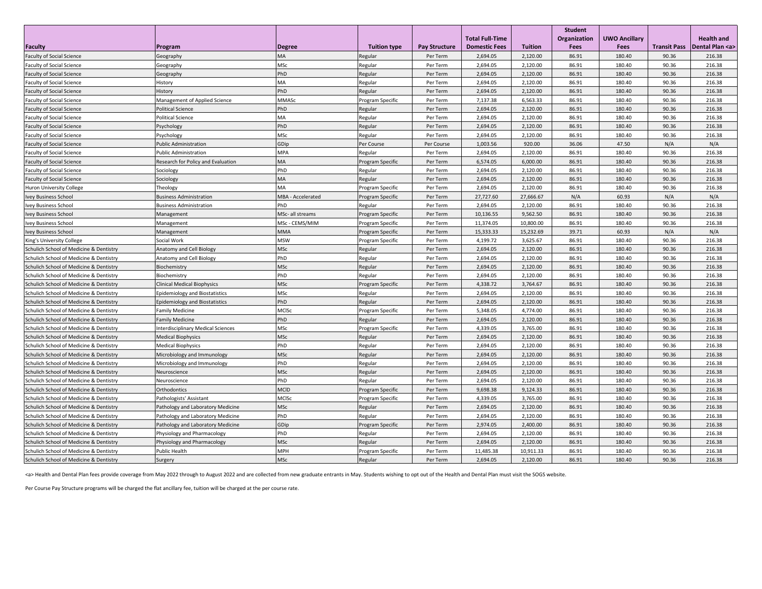| Faculty | Program | Degree | Tuition type | Pay Structure | Total Full-Time Domestic Fees | Tuition | Student Organization Fees | UWO Ancillary Fees | Transit Pass | Health and Dental Plan <a> |
|---|---|---|---|---|---|---|---|---|---|---|
| Faculty of Social Science | Geography | MA | Regular | Per Term | 2,694.05 | 2,120.00 | 86.91 | 180.40 | 90.36 | 216.38 |
| Faculty of Social Science | Geography | MSc | Regular | Per Term | 2,694.05 | 2,120.00 | 86.91 | 180.40 | 90.36 | 216.38 |
| Faculty of Social Science | Geography | PhD | Regular | Per Term | 2,694.05 | 2,120.00 | 86.91 | 180.40 | 90.36 | 216.38 |
| Faculty of Social Science | History | MA | Regular | Per Term | 2,694.05 | 2,120.00 | 86.91 | 180.40 | 90.36 | 216.38 |
| Faculty of Social Science | History | PhD | Regular | Per Term | 2,694.05 | 2,120.00 | 86.91 | 180.40 | 90.36 | 216.38 |
| Faculty of Social Science | Management of Applied Science | MMASc | Program Specific | Per Term | 7,137.38 | 6,563.33 | 86.91 | 180.40 | 90.36 | 216.38 |
| Faculty of Social Science | Political Science | PhD | Regular | Per Term | 2,694.05 | 2,120.00 | 86.91 | 180.40 | 90.36 | 216.38 |
| Faculty of Social Science | Political Science | MA | Regular | Per Term | 2,694.05 | 2,120.00 | 86.91 | 180.40 | 90.36 | 216.38 |
| Faculty of Social Science | Psychology | PhD | Regular | Per Term | 2,694.05 | 2,120.00 | 86.91 | 180.40 | 90.36 | 216.38 |
| Faculty of Social Science | Psychology | MSc | Regular | Per Term | 2,694.05 | 2,120.00 | 86.91 | 180.40 | 90.36 | 216.38 |
| Faculty of Social Science | Public Administration | GDip | Per Course | Per Course | 1,003.56 | 920.00 | 36.06 | 47.50 | N/A | N/A |
| Faculty of Social Science | Public Administration | MPA | Regular | Per Term | 2,694.05 | 2,120.00 | 86.91 | 180.40 | 90.36 | 216.38 |
| Faculty of Social Science | Research for Policy and Evaluation | MA | Program Specific | Per Term | 6,574.05 | 6,000.00 | 86.91 | 180.40 | 90.36 | 216.38 |
| Faculty of Social Science | Sociology | PhD | Regular | Per Term | 2,694.05 | 2,120.00 | 86.91 | 180.40 | 90.36 | 216.38 |
| Faculty of Social Science | Sociology | MA | Regular | Per Term | 2,694.05 | 2,120.00 | 86.91 | 180.40 | 90.36 | 216.38 |
| Huron University College | Theology | MA | Program Specific | Per Term | 2,694.05 | 2,120.00 | 86.91 | 180.40 | 90.36 | 216.38 |
| Ivey Business School | Business Administration | MBA - Accelerated | Program Specific | Per Term | 27,727.60 | 27,666.67 | N/A | 60.93 | N/A | N/A |
| Ivey Business School | Business Administration | PhD | Regular | Per Term | 2,694.05 | 2,120.00 | 86.91 | 180.40 | 90.36 | 216.38 |
| Ivey Business School | Management | MSc- all streams | Program Specific | Per Term | 10,136.55 | 9,562.50 | 86.91 | 180.40 | 90.36 | 216.38 |
| Ivey Business School | Management | MSc - CEMS/MIM | Program Specific | Per Term | 11,374.05 | 10,800.00 | 86.91 | 180.40 | 90.36 | 216.38 |
| Ivey Business School | Management | MMA | Program Specific | Per Term | 15,333.33 | 15,232.69 | 39.71 | 60.93 | N/A | N/A |
| King's University College | Social Work | MSW | Program Specific | Per Term | 4,199.72 | 3,625.67 | 86.91 | 180.40 | 90.36 | 216.38 |
| Schulich School of Medicine & Dentistry | Anatomy and Cell Biology | MSc | Regular | Per Term | 2,694.05 | 2,120.00 | 86.91 | 180.40 | 90.36 | 216.38 |
| Schulich School of Medicine & Dentistry | Anatomy and Cell Biology | PhD | Regular | Per Term | 2,694.05 | 2,120.00 | 86.91 | 180.40 | 90.36 | 216.38 |
| Schulich School of Medicine & Dentistry | Biochemistry | MSc | Regular | Per Term | 2,694.05 | 2,120.00 | 86.91 | 180.40 | 90.36 | 216.38 |
| Schulich School of Medicine & Dentistry | Biochemistry | PhD | Regular | Per Term | 2,694.05 | 2,120.00 | 86.91 | 180.40 | 90.36 | 216.38 |
| Schulich School of Medicine & Dentistry | Clinical Medical Biophysics | MSc | Program Specific | Per Term | 4,338.72 | 3,764.67 | 86.91 | 180.40 | 90.36 | 216.38 |
| Schulich School of Medicine & Dentistry | Epidemiology and Biostatistics | MSc | Regular | Per Term | 2,694.05 | 2,120.00 | 86.91 | 180.40 | 90.36 | 216.38 |
| Schulich School of Medicine & Dentistry | Epidemiology and Biostatistics | PhD | Regular | Per Term | 2,694.05 | 2,120.00 | 86.91 | 180.40 | 90.36 | 216.38 |
| Schulich School of Medicine & Dentistry | Family Medicine | MClSc | Program Specific | Per Term | 5,348.05 | 4,774.00 | 86.91 | 180.40 | 90.36 | 216.38 |
| Schulich School of Medicine & Dentistry | Family Medicine | PhD | Regular | Per Term | 2,694.05 | 2,120.00 | 86.91 | 180.40 | 90.36 | 216.38 |
| Schulich School of Medicine & Dentistry | Interdisciplinary Medical Sciences | MSc | Program Specific | Per Term | 4,339.05 | 3,765.00 | 86.91 | 180.40 | 90.36 | 216.38 |
| Schulich School of Medicine & Dentistry | Medical Biophysics | MSc | Regular | Per Term | 2,694.05 | 2,120.00 | 86.91 | 180.40 | 90.36 | 216.38 |
| Schulich School of Medicine & Dentistry | Medical Biophysics | PhD | Regular | Per Term | 2,694.05 | 2,120.00 | 86.91 | 180.40 | 90.36 | 216.38 |
| Schulich School of Medicine & Dentistry | Microbiology and Immunology | MSc | Regular | Per Term | 2,694.05 | 2,120.00 | 86.91 | 180.40 | 90.36 | 216.38 |
| Schulich School of Medicine & Dentistry | Microbiology and Immunology | PhD | Regular | Per Term | 2,694.05 | 2,120.00 | 86.91 | 180.40 | 90.36 | 216.38 |
| Schulich School of Medicine & Dentistry | Neuroscience | MSc | Regular | Per Term | 2,694.05 | 2,120.00 | 86.91 | 180.40 | 90.36 | 216.38 |
| Schulich School of Medicine & Dentistry | Neuroscience | PhD | Regular | Per Term | 2,694.05 | 2,120.00 | 86.91 | 180.40 | 90.36 | 216.38 |
| Schulich School of Medicine & Dentistry | Orthodontics | MClD | Program Specific | Per Term | 9,698.38 | 9,124.33 | 86.91 | 180.40 | 90.36 | 216.38 |
| Schulich School of Medicine & Dentistry | Pathologists' Assistant | MClSc | Program Specific | Per Term | 4,339.05 | 3,765.00 | 86.91 | 180.40 | 90.36 | 216.38 |
| Schulich School of Medicine & Dentistry | Pathology and Laboratory Medicine | MSc | Regular | Per Term | 2,694.05 | 2,120.00 | 86.91 | 180.40 | 90.36 | 216.38 |
| Schulich School of Medicine & Dentistry | Pathology and Laboratory Medicine | PhD | Regular | Per Term | 2,694.05 | 2,120.00 | 86.91 | 180.40 | 90.36 | 216.38 |
| Schulich School of Medicine & Dentistry | Pathology and Laboratory Medicine | GDip | Program Specific | Per Term | 2,974.05 | 2,400.00 | 86.91 | 180.40 | 90.36 | 216.38 |
| Schulich School of Medicine & Dentistry | Physiology and Pharmacology | PhD | Regular | Per Term | 2,694.05 | 2,120.00 | 86.91 | 180.40 | 90.36 | 216.38 |
| Schulich School of Medicine & Dentistry | Physiology and Pharmacology | MSc | Regular | Per Term | 2,694.05 | 2,120.00 | 86.91 | 180.40 | 90.36 | 216.38 |
| Schulich School of Medicine & Dentistry | Public Health | MPH | Program Specific | Per Term | 11,485.38 | 10,911.33 | 86.91 | 180.40 | 90.36 | 216.38 |
| Schulich School of Medicine & Dentistry | Surgery | MSc | Regular | Per Term | 2,694.05 | 2,120.00 | 86.91 | 180.40 | 90.36 | 216.38 |

<a> Health and Dental Plan fees provide coverage from May 2022 through to August 2022 and are collected from new graduate entrants in May. Students wishing to opt out of the Health and Dental Plan must visit the SOGS website.

Per Course Pay Structure programs will be charged the flat ancillary fee, tuition will be charged at the per course rate.